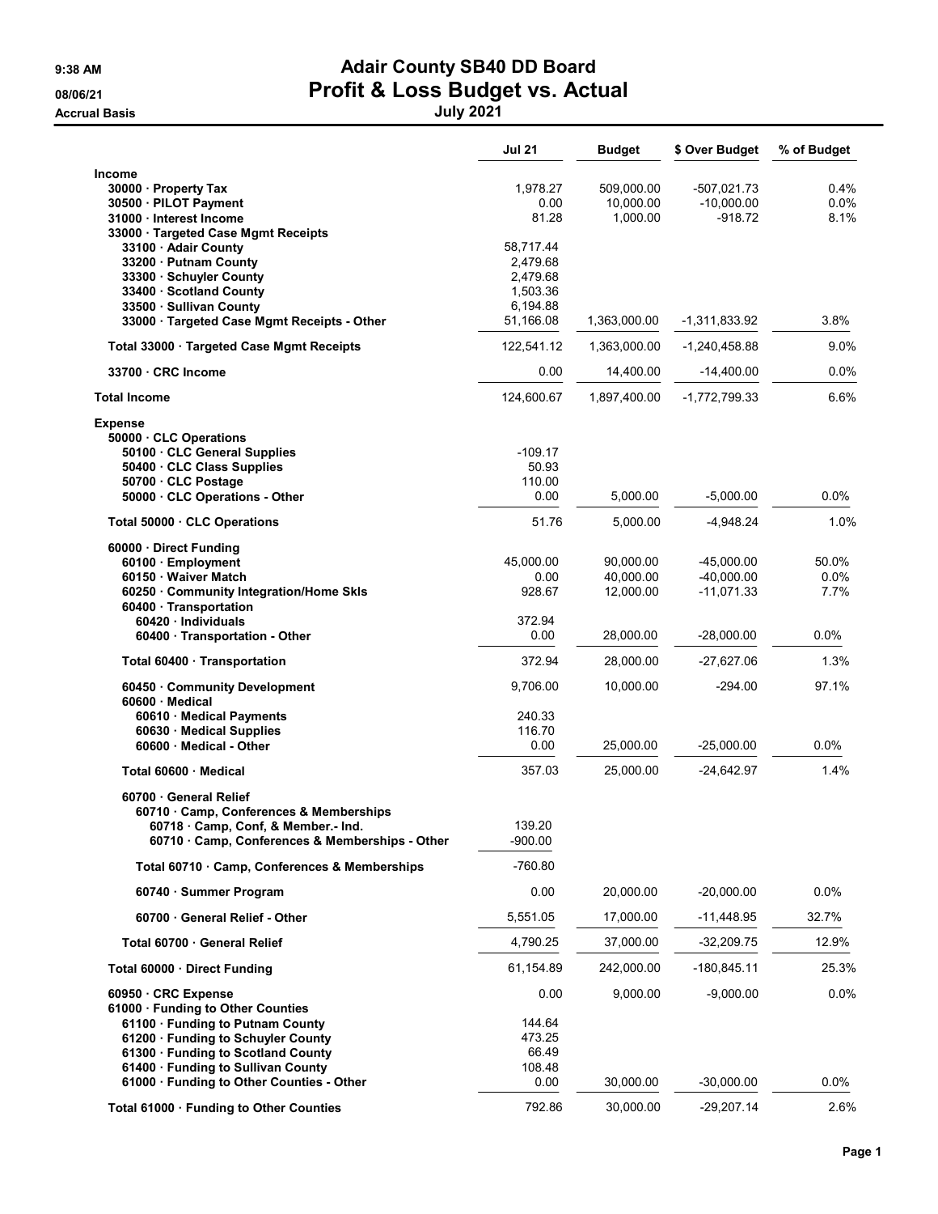# Adair County SB40 DD Board
# Profit & Loss Budget vs. Actual
## July 2021

9:38 AM
08/06/21
Accrual Basis

| | Jul 21 | Budget | $ Over Budget | % of Budget |
|---|---|---|---|---|
| **Income** | | | | |
| 30000 · Property Tax | 1,978.27 | 509,000.00 | -507,021.73 | 0.4% |
| 30500 · PILOT Payment | 0.00 | 10,000.00 | -10,000.00 | 0.0% |
| 31000 · Interest Income | 81.28 | 1,000.00 | -918.72 | 8.1% |
| 33000 · Targeted Case Mgmt Receipts | | | | |
| 33100 · Adair County | 58,717.44 | | | |
| 33200 · Putnam County | 2,479.68 | | | |
| 33300 · Schuyler County | 2,479.68 | | | |
| 33400 · Scotland County | 1,503.36 | | | |
| 33500 · Sullivan County | 6,194.88 | | | |
| 33000 · Targeted Case Mgmt Receipts - Other | 51,166.08 | 1,363,000.00 | -1,311,833.92 | 3.8% |
| Total 33000 · Targeted Case Mgmt Receipts | 122,541.12 | 1,363,000.00 | -1,240,458.88 | 9.0% |
| 33700 · CRC Income | 0.00 | 14,400.00 | -14,400.00 | 0.0% |
| **Total Income** | 124,600.67 | 1,897,400.00 | -1,772,799.33 | 6.6% |
| **Expense** | | | | |
| 50000 · CLC Operations | | | | |
| 50100 · CLC General Supplies | -109.17 | | | |
| 50400 · CLC Class Supplies | 50.93 | | | |
| 50700 · CLC Postage | 110.00 | | | |
| 50000 · CLC Operations - Other | 0.00 | 5,000.00 | -5,000.00 | 0.0% |
| Total 50000 · CLC Operations | 51.76 | 5,000.00 | -4,948.24 | 1.0% |
| 60000 · Direct Funding | | | | |
| 60100 · Employment | 45,000.00 | 90,000.00 | -45,000.00 | 50.0% |
| 60150 · Waiver Match | 0.00 | 40,000.00 | -40,000.00 | 0.0% |
| 60250 · Community Integration/Home Skls | 928.67 | 12,000.00 | -11,071.33 | 7.7% |
| 60400 · Transportation | | | | |
| 60420 · Individuals | 372.94 | | | |
| 60400 · Transportation - Other | 0.00 | 28,000.00 | -28,000.00 | 0.0% |
| Total 60400 · Transportation | 372.94 | 28,000.00 | -27,627.06 | 1.3% |
| 60450 · Community Development | 9,706.00 | 10,000.00 | -294.00 | 97.1% |
| 60600 · Medical | | | | |
| 60610 · Medical Payments | 240.33 | | | |
| 60630 · Medical Supplies | 116.70 | | | |
| 60600 · Medical - Other | 0.00 | 25,000.00 | -25,000.00 | 0.0% |
| Total 60600 · Medical | 357.03 | 25,000.00 | -24,642.97 | 1.4% |
| 60700 · General Relief | | | | |
| 60710 · Camp, Conferences & Memberships | | | | |
| 60718 · Camp, Conf, & Member.- Ind. | 139.20 | | | |
| 60710 · Camp, Conferences & Memberships - Other | -900.00 | | | |
| Total 60710 · Camp, Conferences & Memberships | -760.80 | | | |
| 60740 · Summer Program | 0.00 | 20,000.00 | -20,000.00 | 0.0% |
| 60700 · General Relief - Other | 5,551.05 | 17,000.00 | -11,448.95 | 32.7% |
| Total 60700 · General Relief | 4,790.25 | 37,000.00 | -32,209.75 | 12.9% |
| Total 60000 · Direct Funding | 61,154.89 | 242,000.00 | -180,845.11 | 25.3% |
| 60950 · CRC Expense | 0.00 | 9,000.00 | -9,000.00 | 0.0% |
| 61000 · Funding to Other Counties | | | | |
| 61100 · Funding to Putnam County | 144.64 | | | |
| 61200 · Funding to Schuyler County | 473.25 | | | |
| 61300 · Funding to Scotland County | 66.49 | | | |
| 61400 · Funding to Sullivan County | 108.48 | | | |
| 61000 · Funding to Other Counties - Other | 0.00 | 30,000.00 | -30,000.00 | 0.0% |
| Total 61000 · Funding to Other Counties | 792.86 | 30,000.00 | -29,207.14 | 2.6% |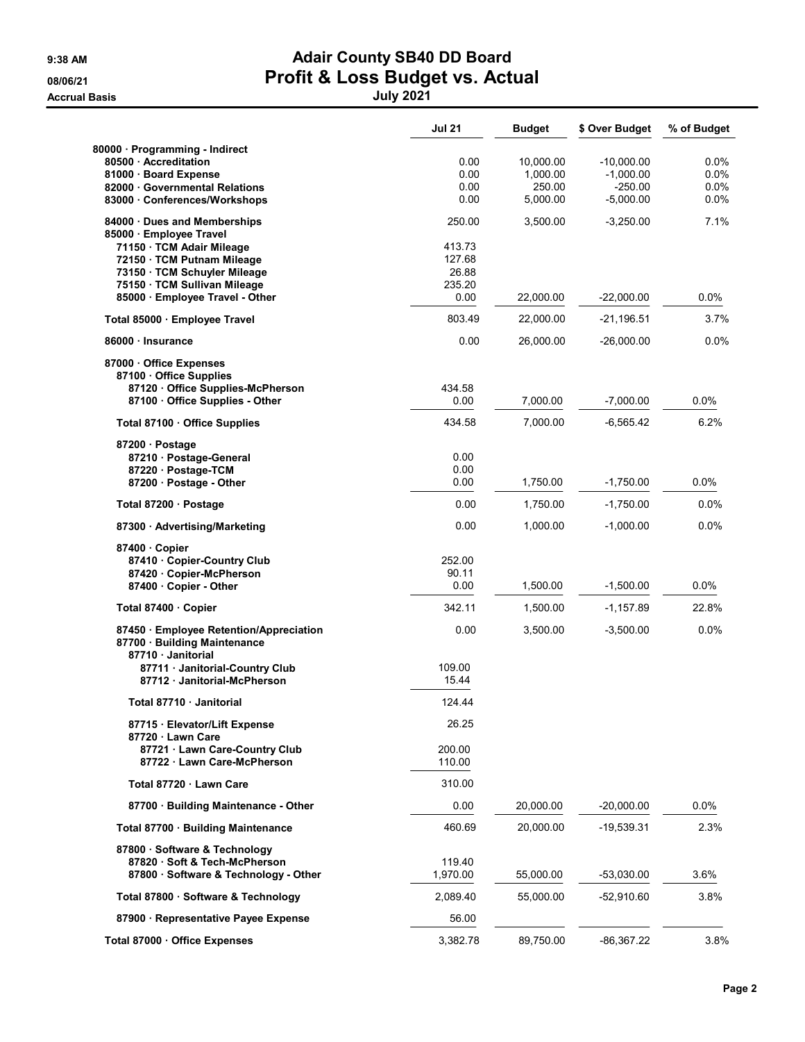# Adair County SB40 DD Board
## Profit & Loss Budget vs. Actual
### July 2021

9:38 AM
08/06/21
Accrual Basis

| | Jul 21 | Budget | $ Over Budget | % of Budget |
|---|---|---|---|---|
| 80000 · Programming - Indirect | | | | |
| 80500 · Accreditation | 0.00 | 10,000.00 | -10,000.00 | 0.0% |
| 81000 · Board Expense | 0.00 | 1,000.00 | -1,000.00 | 0.0% |
| 82000 · Governmental Relations | 0.00 | 250.00 | -250.00 | 0.0% |
| 83000 · Conferences/Workshops | 0.00 | 5,000.00 | -5,000.00 | 0.0% |
| 84000 · Dues and Memberships | 250.00 | 3,500.00 | -3,250.00 | 7.1% |
| 85000 · Employee Travel | | | | |
| 71150 · TCM Adair Mileage | 413.73 | | | |
| 72150 · TCM Putnam Mileage | 127.68 | | | |
| 73150 · TCM Schuyler Mileage | 26.88 | | | |
| 75150 · TCM Sullivan Mileage | 235.20 | | | |
| 85000 · Employee Travel - Other | 0.00 | 22,000.00 | -22,000.00 | 0.0% |
| Total 85000 · Employee Travel | 803.49 | 22,000.00 | -21,196.51 | 3.7% |
| 86000 · Insurance | 0.00 | 26,000.00 | -26,000.00 | 0.0% |
| 87000 · Office Expenses | | | | |
| 87100 · Office Supplies | | | | |
| 87120 · Office Supplies-McPherson | 434.58 | | | |
| 87100 · Office Supplies - Other | 0.00 | 7,000.00 | -7,000.00 | 0.0% |
| Total 87100 · Office Supplies | 434.58 | 7,000.00 | -6,565.42 | 6.2% |
| 87200 · Postage | | | | |
| 87210 · Postage-General | 0.00 | | | |
| 87220 · Postage-TCM | 0.00 | | | |
| 87200 · Postage - Other | 0.00 | 1,750.00 | -1,750.00 | 0.0% |
| Total 87200 · Postage | 0.00 | 1,750.00 | -1,750.00 | 0.0% |
| 87300 · Advertising/Marketing | 0.00 | 1,000.00 | -1,000.00 | 0.0% |
| 87400 · Copier | | | | |
| 87410 · Copier-Country Club | 252.00 | | | |
| 87420 · Copier-McPherson | 90.11 | | | |
| 87400 · Copier - Other | 0.00 | 1,500.00 | -1,500.00 | 0.0% |
| Total 87400 · Copier | 342.11 | 1,500.00 | -1,157.89 | 22.8% |
| 87450 · Employee Retention/Appreciation | 0.00 | 3,500.00 | -3,500.00 | 0.0% |
| 87700 · Building Maintenance | | | | |
| 87710 · Janitorial | | | | |
| 87711 · Janitorial-Country Club | 109.00 | | | |
| 87712 · Janitorial-McPherson | 15.44 | | | |
| Total 87710 · Janitorial | 124.44 | | | |
| 87715 · Elevator/Lift Expense | 26.25 | | | |
| 87720 · Lawn Care | | | | |
| 87721 · Lawn Care-Country Club | 200.00 | | | |
| 87722 · Lawn Care-McPherson | 110.00 | | | |
| Total 87720 · Lawn Care | 310.00 | | | |
| 87700 · Building Maintenance - Other | 0.00 | 20,000.00 | -20,000.00 | 0.0% |
| Total 87700 · Building Maintenance | 460.69 | 20,000.00 | -19,539.31 | 2.3% |
| 87800 · Software & Technology | | | | |
| 87820 · Soft & Tech-McPherson | 119.40 | | | |
| 87800 · Software & Technology - Other | 1,970.00 | 55,000.00 | -53,030.00 | 3.6% |
| Total 87800 · Software & Technology | 2,089.40 | 55,000.00 | -52,910.60 | 3.8% |
| 87900 · Representative Payee Expense | 56.00 | | | |
| Total 87000 · Office Expenses | 3,382.78 | 89,750.00 | -86,367.22 | 3.8% |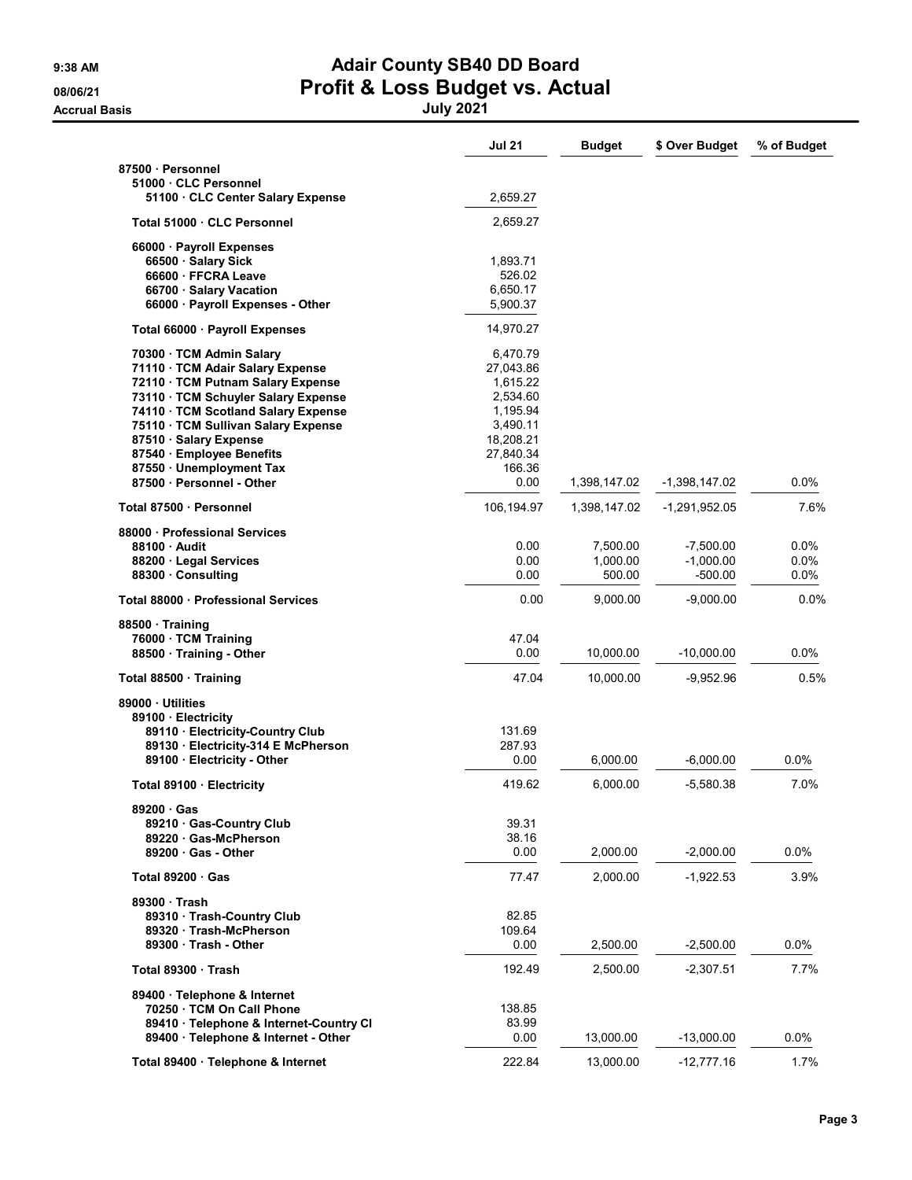# Adair County SB40 DD Board

## Profit & Loss Budget vs. Actual

**July 2021**

9:38 AM
08/06/21
Accrual Basis

| | Jul 21 | Budget | $ Over Budget | % of Budget |
|---|---|---|---|---|
| **87500 · Personnel** | | | | |
| **51000 · CLC Personnel** | | | | |
| **51100 · CLC Center Salary Expense** | 2,659.27 | | | |
| **Total 51000 · CLC Personnel** | 2,659.27 | | | |
| **66000 · Payroll Expenses** | | | | |
| **66500 · Salary Sick** | 1,893.71 | | | |
| **66600 · FFCRA Leave** | 526.02 | | | |
| **66700 · Salary Vacation** | 6,650.17 | | | |
| **66000 · Payroll Expenses - Other** | 5,900.37 | | | |
| **Total 66000 · Payroll Expenses** | 14,970.27 | | | |
| **70300 · TCM Admin Salary** | 6,470.79 | | | |
| **71110 · TCM Adair Salary Expense** | 27,043.86 | | | |
| **72110 · TCM Putnam Salary Expense** | 1,615.22 | | | |
| **73110 · TCM Schuyler Salary Expense** | 2,534.60 | | | |
| **74110 · TCM Scotland Salary Expense** | 1,195.94 | | | |
| **75110 · TCM Sullivan Salary Expense** | 3,490.11 | | | |
| **87510 · Salary Expense** | 18,208.21 | | | |
| **87540 · Employee Benefits** | 27,840.34 | | | |
| **87550 · Unemployment Tax** | 166.36 | | | |
| **87500 · Personnel - Other** | 0.00 | 1,398,147.02 | -1,398,147.02 | 0.0% |
| **Total 87500 · Personnel** | 106,194.97 | 1,398,147.02 | -1,291,952.05 | 7.6% |
| **88000 · Professional Services** | | | | |
| **88100 · Audit** | 0.00 | 7,500.00 | -7,500.00 | 0.0% |
| **88200 · Legal Services** | 0.00 | 1,000.00 | -1,000.00 | 0.0% |
| **88300 · Consulting** | 0.00 | 500.00 | -500.00 | 0.0% |
| **Total 88000 · Professional Services** | 0.00 | 9,000.00 | -9,000.00 | 0.0% |
| **88500 · Training** | | | | |
| **76000 · TCM Training** | 47.04 | | | |
| **88500 · Training - Other** | 0.00 | 10,000.00 | -10,000.00 | 0.0% |
| **Total 88500 · Training** | 47.04 | 10,000.00 | -9,952.96 | 0.5% |
| **89000 · Utilities** | | | | |
| **89100 · Electricity** | | | | |
| **89110 · Electricity-Country Club** | 131.69 | | | |
| **89130 · Electricity-314 E McPherson** | 287.93 | | | |
| **89100 · Electricity - Other** | 0.00 | 6,000.00 | -6,000.00 | 0.0% |
| **Total 89100 · Electricity** | 419.62 | 6,000.00 | -5,580.38 | 7.0% |
| **89200 · Gas** | | | | |
| **89210 · Gas-Country Club** | 39.31 | | | |
| **89220 · Gas-McPherson** | 38.16 | | | |
| **89200 · Gas - Other** | 0.00 | 2,000.00 | -2,000.00 | 0.0% |
| **Total 89200 · Gas** | 77.47 | 2,000.00 | -1,922.53 | 3.9% |
| **89300 · Trash** | | | | |
| **89310 · Trash-Country Club** | 82.85 | | | |
| **89320 · Trash-McPherson** | 109.64 | | | |
| **89300 · Trash - Other** | 0.00 | 2,500.00 | -2,500.00 | 0.0% |
| **Total 89300 · Trash** | 192.49 | 2,500.00 | -2,307.51 | 7.7% |
| **89400 · Telephone & Internet** | | | | |
| **70250 · TCM On Call Phone** | 138.85 | | | |
| **89410 · Telephone & Internet-Country Cl** | 83.99 | | | |
| **89400 · Telephone & Internet - Other** | 0.00 | 13,000.00 | -13,000.00 | 0.0% |
| **Total 89400 · Telephone & Internet** | 222.84 | 13,000.00 | -12,777.16 | 1.7% |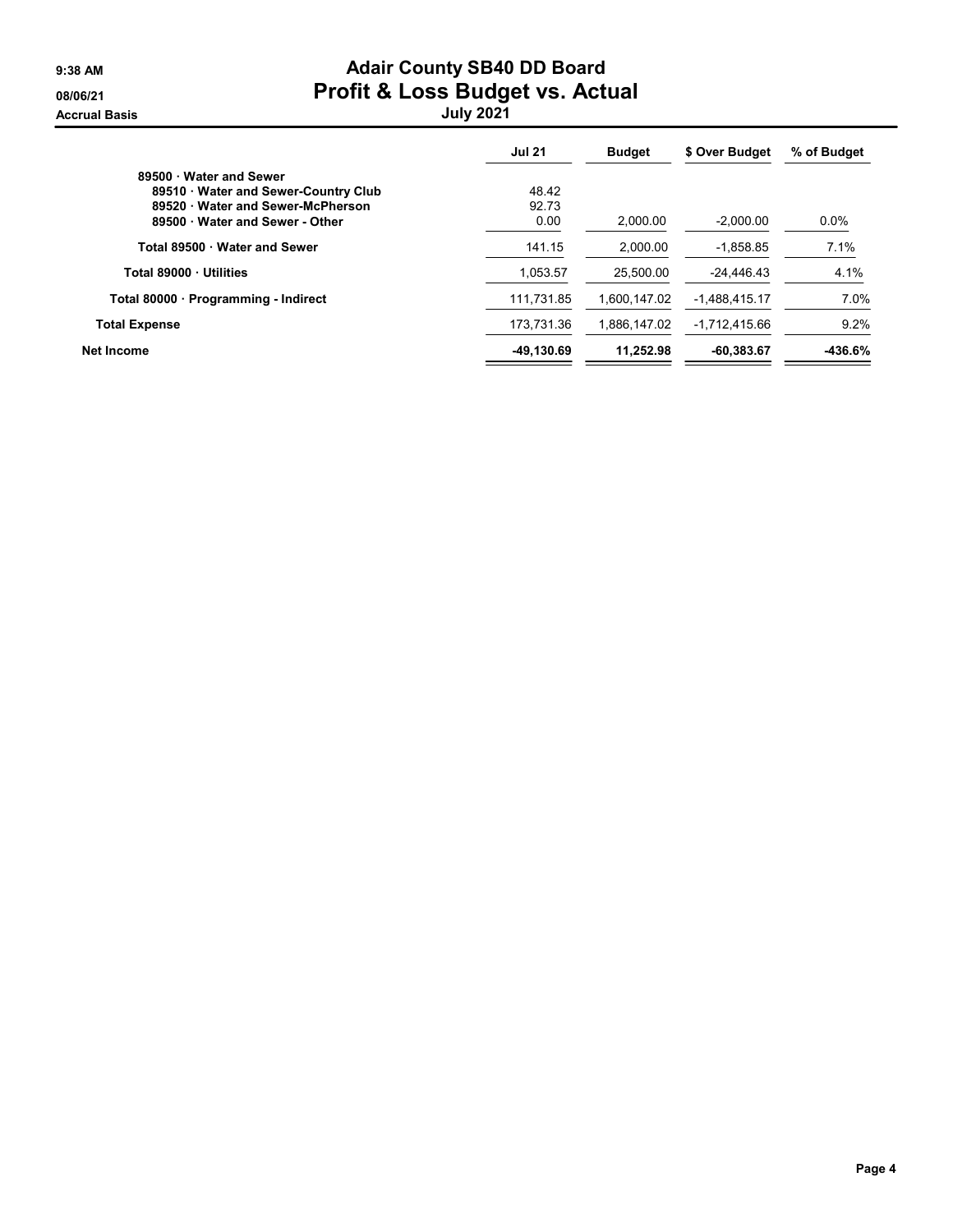**Adair County SB40 DD Board**
**Profit & Loss Budget vs. Actual**
**July 2021**

9:38 AM
08/06/21
Accrual Basis

| | Jul 21 | Budget | $ Over Budget | % of Budget |
|---|---|---|---|---|
| 89500 · Water and Sewer | | | | |
| 89510 · Water and Sewer-Country Club | 48.42 | | | |
| 89520 · Water and Sewer-McPherson | 92.73 | | | |
| 89500 · Water and Sewer - Other | 0.00 | 2,000.00 | -2,000.00 | 0.0% |
| Total 89500 · Water and Sewer | 141.15 | 2,000.00 | -1,858.85 | 7.1% |
| Total 89000 · Utilities | 1,053.57 | 25,500.00 | -24,446.43 | 4.1% |
| Total 80000 · Programming - Indirect | 111,731.85 | 1,600,147.02 | -1,488,415.17 | 7.0% |
| Total Expense | 173,731.36 | 1,886,147.02 | -1,712,415.66 | 9.2% |
| **Net Income** | **-49,130.69** | **11,252.98** | **-60,383.67** | **-436.6%** |